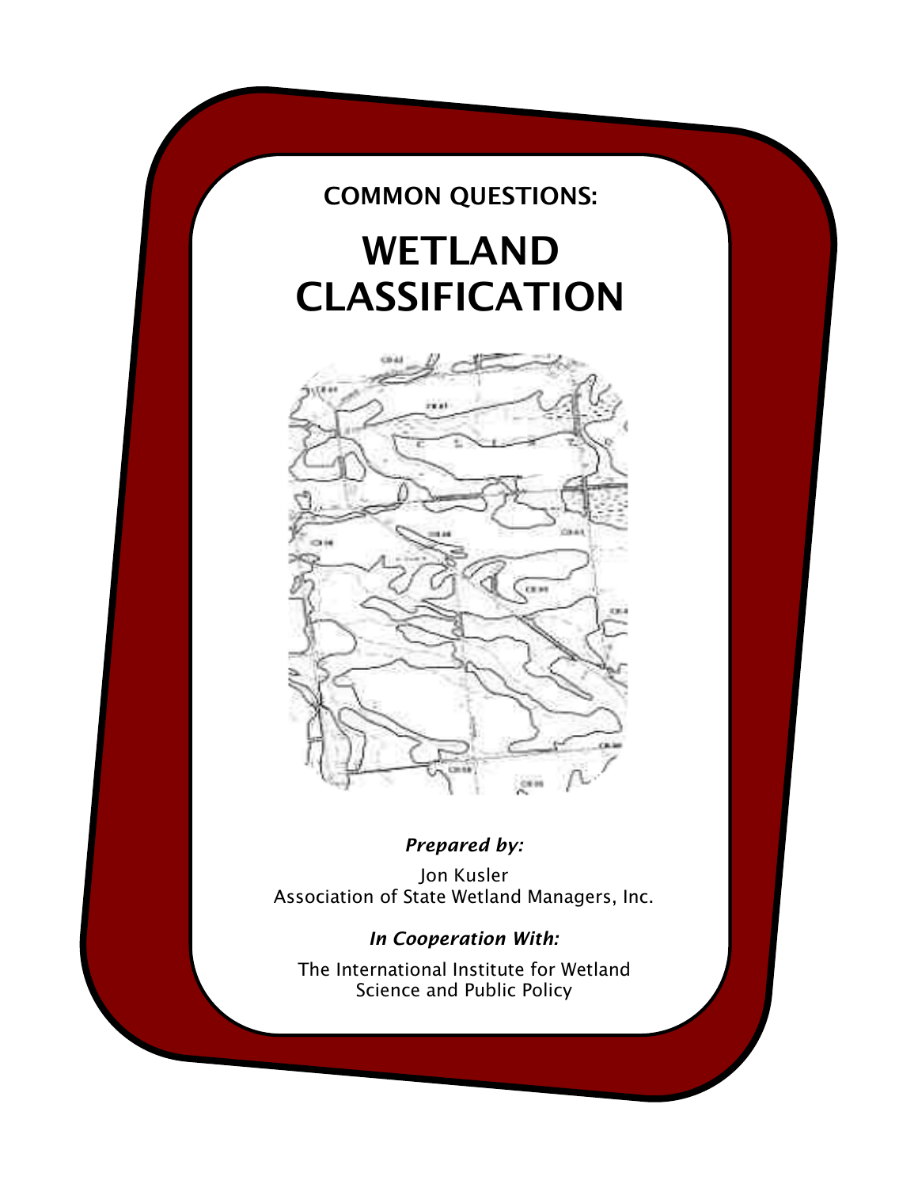## COMMON QUESTIONS:

# WETLAND CLASSIFICATION

***Prepared by:***

Jon Kusler
Association of State Wetland Managers, Inc.

***In Cooperation With:***

The International Institute for Wetland Science and Public Policy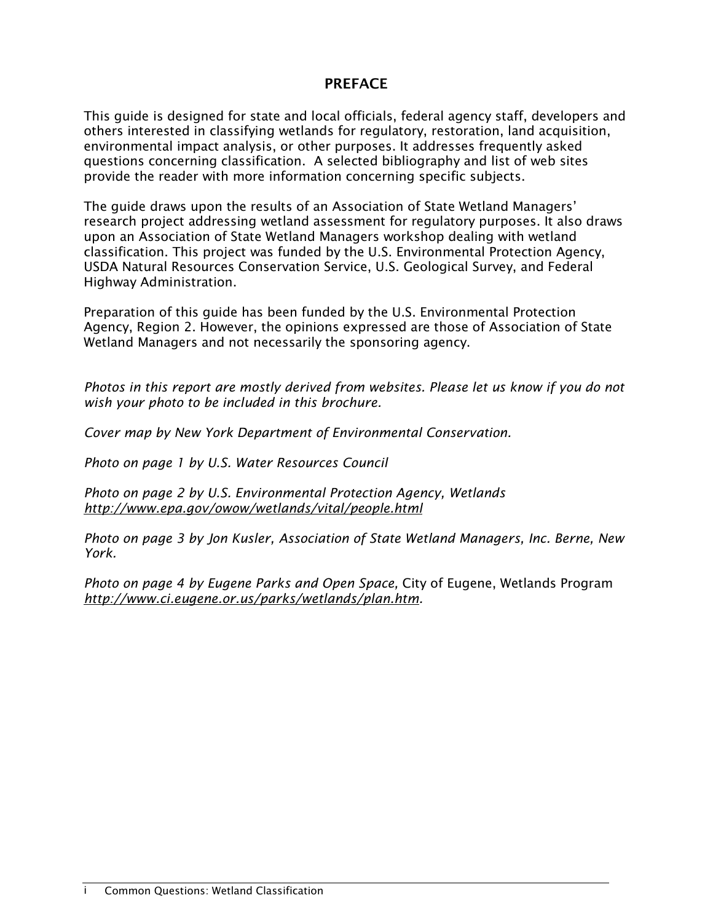## PREFACE

This guide is designed for state and local officials, federal agency staff, developers and others interested in classifying wetlands for regulatory, restoration, land acquisition, environmental impact analysis, or other purposes. It addresses frequently asked questions concerning classification. A selected bibliography and list of web sites provide the reader with more information concerning specific subjects.

The guide draws upon the results of an Association of State Wetland Managers' research project addressing wetland assessment for regulatory purposes. It also draws upon an Association of State Wetland Managers workshop dealing with wetland classification. This project was funded by the U.S. Environmental Protection Agency, USDA Natural Resources Conservation Service, U.S. Geological Survey, and Federal Highway Administration.

Preparation of this guide has been funded by the U.S. Environmental Protection Agency, Region 2. However, the opinions expressed are those of Association of State Wetland Managers and not necessarily the sponsoring agency.

*Photos in this report are mostly derived from websites. Please let us know if you do not wish your photo to be included in this brochure.*

*Cover map by New York Department of Environmental Conservation.*

*Photo on page 1 by U.S. Water Resources Council*

*Photo on page 2 by U.S. Environmental Protection Agency, Wetlands* *http://www.epa.gov/owow/wetlands/vital/people.html*

*Photo on page 3 by Jon Kusler, Association of State Wetland Managers, Inc. Berne, New York.*

*Photo on page 4 by Eugene Parks and Open Space,* City of Eugene, Wetlands Program *http://www.ci.eugene.or.us/parks/wetlands/plan.htm*.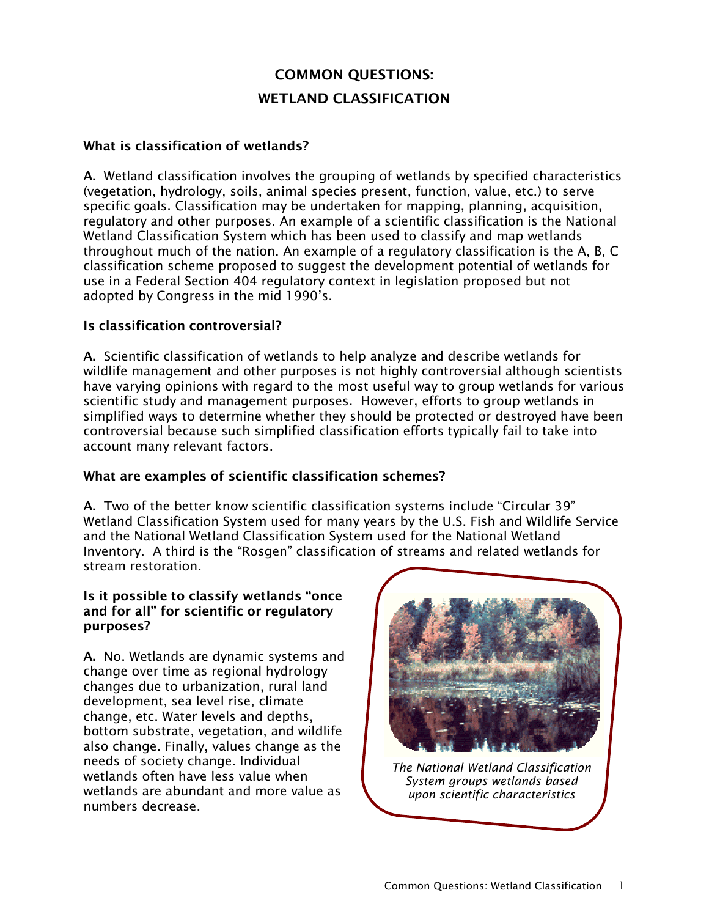# COMMON QUESTIONS: WETLAND CLASSIFICATION

### What is classification of wetlands?

**A.** Wetland classification involves the grouping of wetlands by specified characteristics (vegetation, hydrology, soils, animal species present, function, value, etc.) to serve specific goals. Classification may be undertaken for mapping, planning, acquisition, regulatory and other purposes. An example of a scientific classification is the National Wetland Classification System which has been used to classify and map wetlands throughout much of the nation. An example of a regulatory classification is the A, B, C classification scheme proposed to suggest the development potential of wetlands for use in a Federal Section 404 regulatory context in legislation proposed but not adopted by Congress in the mid 1990's.

### Is classification controversial?

**A.** Scientific classification of wetlands to help analyze and describe wetlands for wildlife management and other purposes is not highly controversial although scientists have varying opinions with regard to the most useful way to group wetlands for various scientific study and management purposes. However, efforts to group wetlands in simplified ways to determine whether they should be protected or destroyed have been controversial because such simplified classification efforts typically fail to take into account many relevant factors.

### What are examples of scientific classification schemes?

**A.** Two of the better know scientific classification systems include "Circular 39" Wetland Classification System used for many years by the U.S. Fish and Wildlife Service and the National Wetland Classification System used for the National Wetland Inventory. A third is the "Rosgen" classification of streams and related wetlands for stream restoration.

### Is it possible to classify wetlands "once and for all" for scientific or regulatory purposes?

**A.** No. Wetlands are dynamic systems and change over time as regional hydrology changes due to urbanization, rural land development, sea level rise, climate change, etc. Water levels and depths, bottom substrate, vegetation, and wildlife also change. Finally, values change as the needs of society change. Individual wetlands often have less value when wetlands are abundant and more value as numbers decrease.

*The National Wetland Classification System groups wetlands based upon scientific characteristics*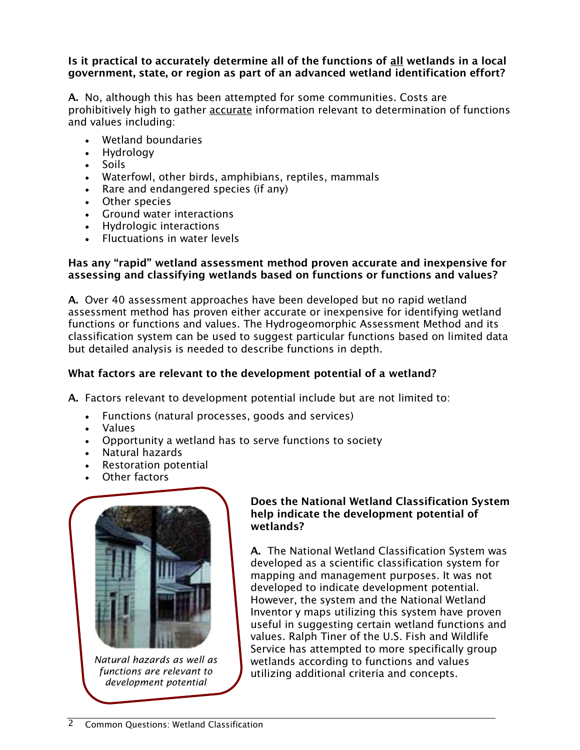**Is it practical to accurately determine all of the functions of all wetlands in a local government, state, or region as part of an advanced wetland identification effort?**

**A.** No, although this has been attempted for some communities. Costs are prohibitively high to gather accurate information relevant to determination of functions and values including:

- Wetland boundaries
- Hydrology
- Soils
- Waterfowl, other birds, amphibians, reptiles, mammals
- Rare and endangered species (if any)
- Other species
- Ground water interactions
- Hydrologic interactions
- Fluctuations in water levels

**Has any "rapid" wetland assessment method proven accurate and inexpensive for assessing and classifying wetlands based on functions or functions and values?**

**A.** Over 40 assessment approaches have been developed but no rapid wetland assessment method has proven either accurate or inexpensive for identifying wetland functions or functions and values. The Hydrogeomorphic Assessment Method and its classification system can be used to suggest particular functions based on limited data but detailed analysis is needed to describe functions in depth.

**What factors are relevant to the development potential of a wetland?**

**A.** Factors relevant to development potential include but are not limited to:

- Functions (natural processes, goods and services)
- Values
- Opportunity a wetland has to serve functions to society
- Natural hazards
- Restoration potential
- Other factors

*Natural hazards as well as functions are relevant to development potential*

**Does the National Wetland Classification System help indicate the development potential of wetlands?**

**A.** The National Wetland Classification System was developed as a scientific classification system for mapping and management purposes. It was not developed to indicate development potential. However, the system and the National Wetland Inventor y maps utilizing this system have proven useful in suggesting certain wetland functions and values. Ralph Tiner of the U.S. Fish and Wildlife Service has attempted to more specifically group wetlands according to functions and values utilizing additional criteria and concepts.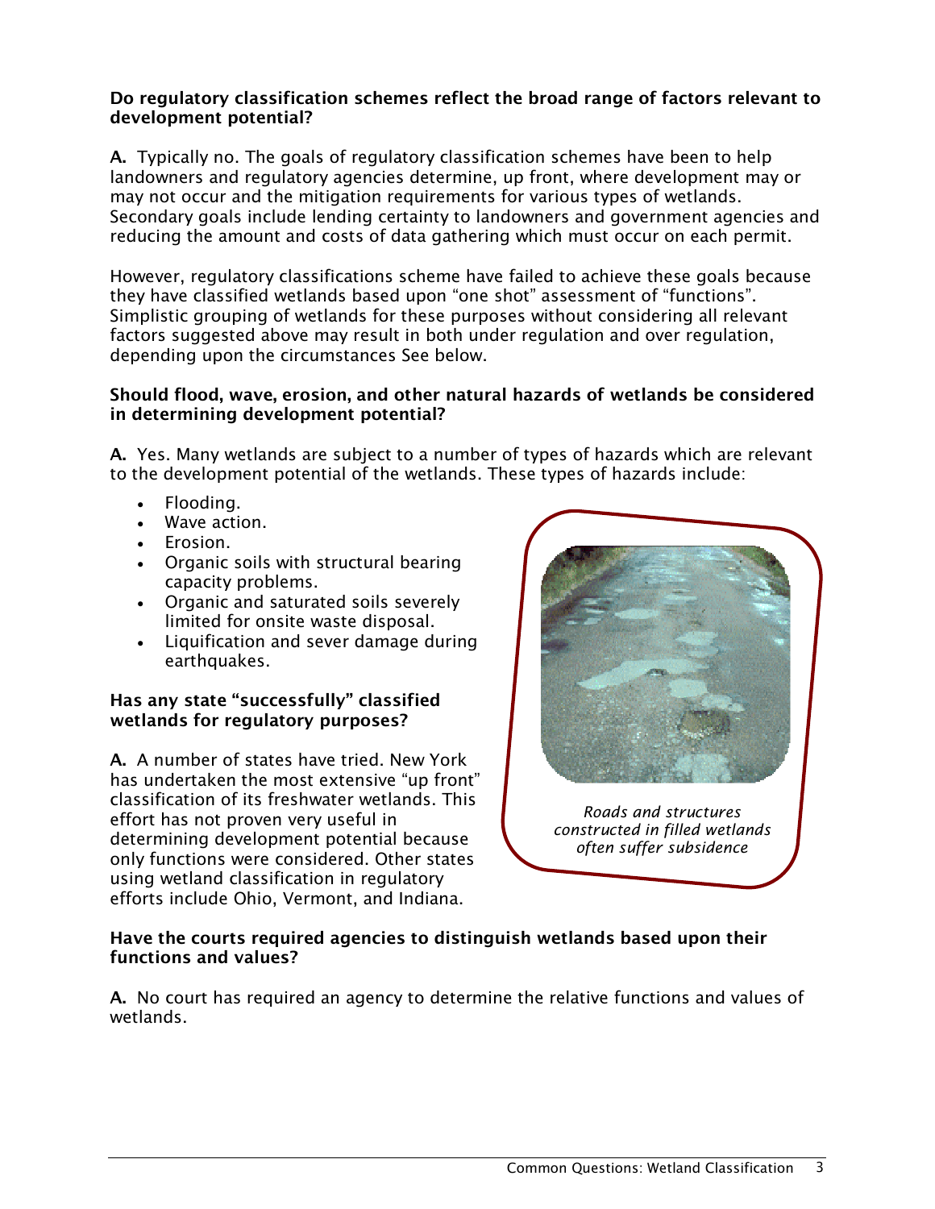**Do regulatory classification schemes reflect the broad range of factors relevant to development potential?**

**A.** Typically no. The goals of regulatory classification schemes have been to help landowners and regulatory agencies determine, up front, where development may or may not occur and the mitigation requirements for various types of wetlands. Secondary goals include lending certainty to landowners and government agencies and reducing the amount and costs of data gathering which must occur on each permit.

However, regulatory classifications scheme have failed to achieve these goals because they have classified wetlands based upon "one shot" assessment of "functions". Simplistic grouping of wetlands for these purposes without considering all relevant factors suggested above may result in both under regulation and over regulation, depending upon the circumstances See below.

**Should flood, wave, erosion, and other natural hazards of wetlands be considered in determining development potential?**

**A.** Yes. Many wetlands are subject to a number of types of hazards which are relevant to the development potential of the wetlands. These types of hazards include:

- Flooding.
- Wave action.
- Erosion.
- Organic soils with structural bearing capacity problems.
- Organic and saturated soils severely limited for onsite waste disposal.
- Liquification and sever damage during earthquakes.

*Roads and structures constructed in filled wetlands often suffer subsidence*

**Has any state "successfully" classified wetlands for regulatory purposes?**

**A.** A number of states have tried. New York has undertaken the most extensive "up front" classification of its freshwater wetlands. This effort has not proven very useful in determining development potential because only functions were considered. Other states using wetland classification in regulatory efforts include Ohio, Vermont, and Indiana.

**Have the courts required agencies to distinguish wetlands based upon their functions and values?**

**A.** No court has required an agency to determine the relative functions and values of wetlands.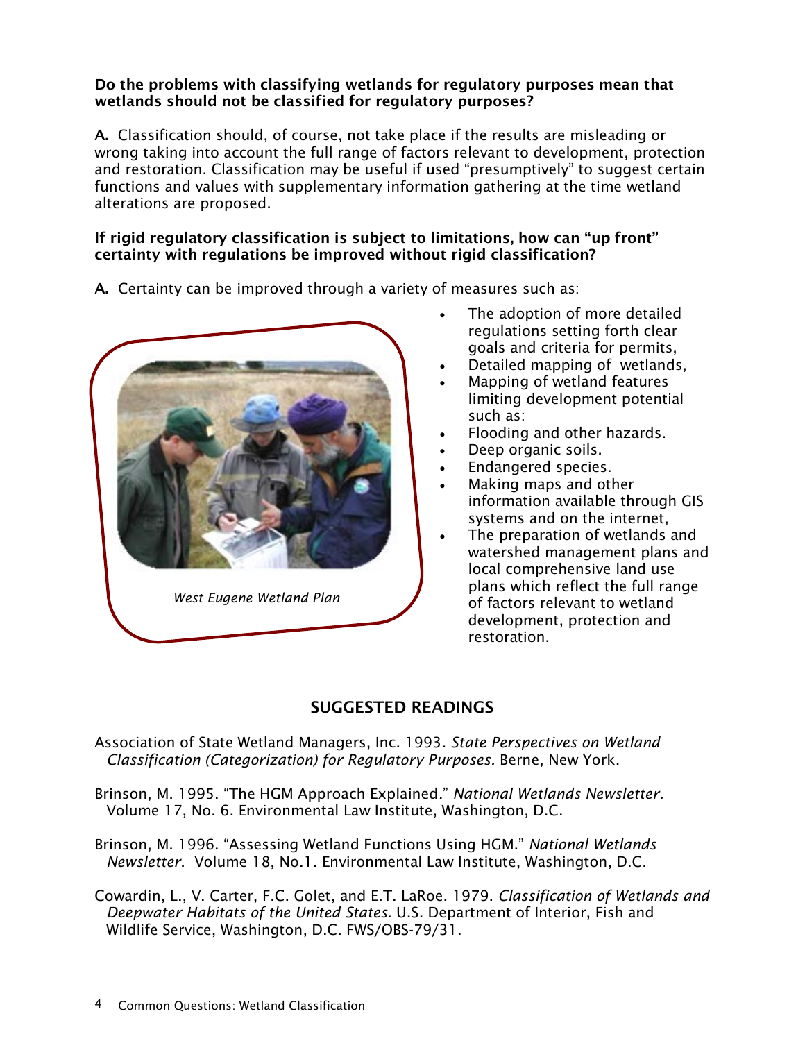**Do the problems with classifying wetlands for regulatory purposes mean that wetlands should not be classified for regulatory purposes?**

**A.** Classification should, of course, not take place if the results are misleading or wrong taking into account the full range of factors relevant to development, protection and restoration. Classification may be useful if used "presumptively" to suggest certain functions and values with supplementary information gathering at the time wetland alterations are proposed.

**If rigid regulatory classification is subject to limitations, how can "up front" certainty with regulations be improved without rigid classification?**

**A.** Certainty can be improved through a variety of measures such as:

- The adoption of more detailed regulations setting forth clear goals and criteria for permits,
- Detailed mapping of wetlands,
- Mapping of wetland features limiting development potential such as:
- Flooding and other hazards.
- Deep organic soils.
- Endangered species.
- Making maps and other information available through GIS systems and on the internet,
- The preparation of wetlands and watershed management plans and local comprehensive land use plans which reflect the full range of factors relevant to wetland development, protection and restoration.

*West Eugene Wetland Plan*

## SUGGESTED READINGS

Association of State Wetland Managers, Inc. 1993. *State Perspectives on Wetland Classification (Categorization) for Regulatory Purposes.* Berne, New York.

Brinson, M. 1995. "The HGM Approach Explained." *National Wetlands Newsletter.* Volume 17, No. 6. Environmental Law Institute, Washington, D.C.

Brinson, M. 1996. "Assessing Wetland Functions Using HGM." *National Wetlands Newsletter*. Volume 18, No.1. Environmental Law Institute, Washington, D.C.

Cowardin, L., V. Carter, F.C. Golet, and E.T. LaRoe. 1979. *Classification of Wetlands and Deepwater Habitats of the United States.* U.S. Department of Interior, Fish and Wildlife Service, Washington, D.C. FWS/OBS-79/31.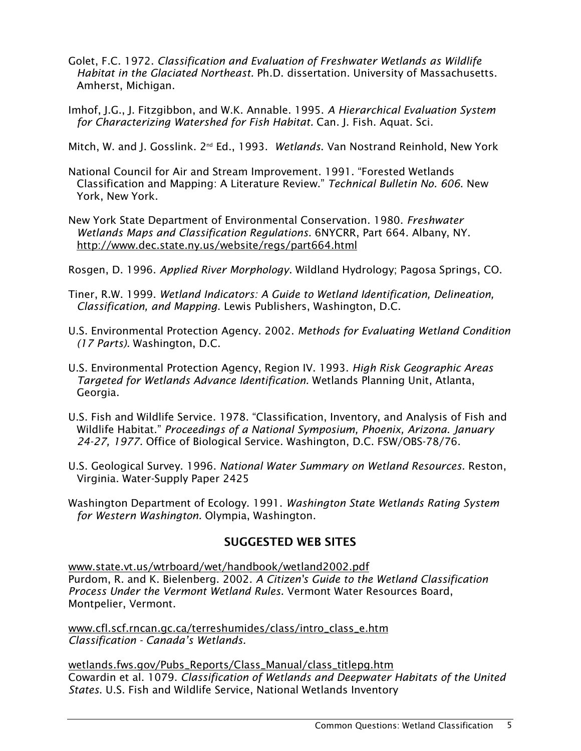Golet, F.C. 1972. *Classification and Evaluation of Freshwater Wetlands as Wildlife Habitat in the Glaciated Northeast.* Ph.D. dissertation. University of Massachusetts. Amherst, Michigan.

Imhof, J.G., J. Fitzgibbon, and W.K. Annable. 1995. *A Hierarchical Evaluation System for Characterizing Watershed for Fish Habitat.* Can. J. Fish. Aquat. Sci.

Mitch, W. and J. Gosslink. 2nd Ed., 1993. *Wetlands.* Van Nostrand Reinhold, New York

National Council for Air and Stream Improvement. 1991. "Forested Wetlands Classification and Mapping: A Literature Review." *Technical Bulletin No. 606.* New York, New York.

New York State Department of Environmental Conservation. 1980. *Freshwater Wetlands Maps and Classification Regulations.* 6NYCRR, Part 664. Albany, NY. http://www.dec.state.ny.us/website/regs/part664.html

Rosgen, D. 1996. *Applied River Morphology*. Wildland Hydrology; Pagosa Springs, CO.

Tiner, R.W. 1999. *Wetland Indicators: A Guide to Wetland Identification, Delineation, Classification, and Mapping.* Lewis Publishers, Washington, D.C.

U.S. Environmental Protection Agency. 2002. *Methods for Evaluating Wetland Condition (17 Parts).* Washington, D.C.

U.S. Environmental Protection Agency, Region IV. 1993. *High Risk Geographic Areas Targeted for Wetlands Advance Identification.* Wetlands Planning Unit, Atlanta, Georgia.

U.S. Fish and Wildlife Service. 1978. "Classification, Inventory, and Analysis of Fish and Wildlife Habitat." *Proceedings of a National Symposium, Phoenix, Arizona. January 24-27, 1977.* Office of Biological Service. Washington, D.C. FSW/OBS-78/76.

U.S. Geological Survey. 1996. *National Water Summary on Wetland Resources.* Reston, Virginia. Water-Supply Paper 2425

Washington Department of Ecology. 1991. *Washington State Wetlands Rating System for Western Washington.* Olympia, Washington.

## SUGGESTED WEB SITES

www.state.vt.us/wtrboard/wet/handbook/wetland2002.pdf
Purdom, R. and K. Bielenberg. 2002. *A Citizen's Guide to the Wetland Classification Process Under the Vermont Wetland Rules.* Vermont Water Resources Board, Montpelier, Vermont.

www.cfl.scf.rncan.gc.ca/terreshumides/class/intro_class_e.htm
*Classification - Canada's Wetlands.*

wetlands.fws.gov/Pubs_Reports/Class_Manual/class_titlepg.htm
Cowardin et al. 1079. *Classification of Wetlands and Deepwater Habitats of the United States.* U.S. Fish and Wildlife Service, National Wetlands Inventory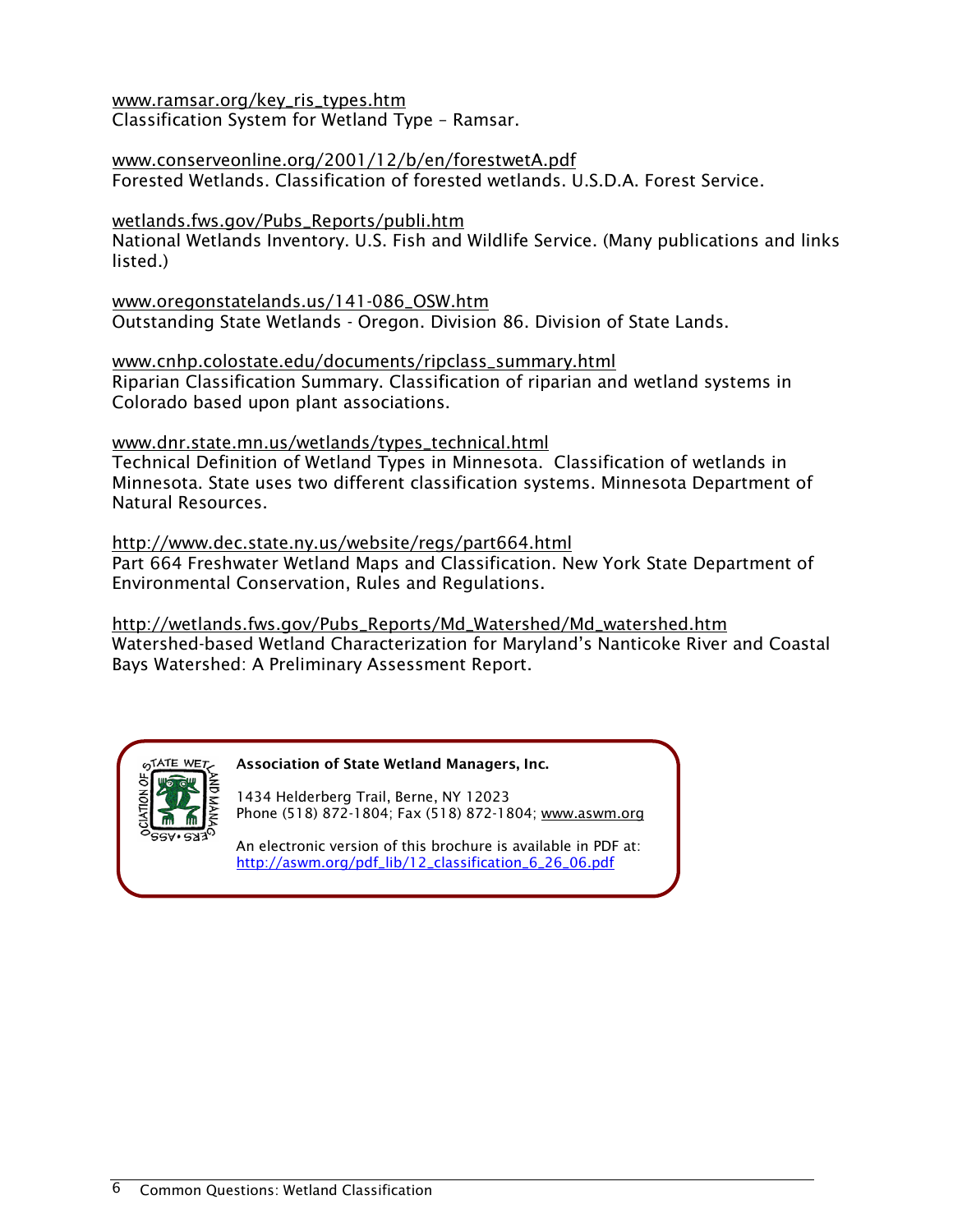www.ramsar.org/key_ris_types.htm
Classification System for Wetland Type – Ramsar.

www.conserveonline.org/2001/12/b/en/forestwetA.pdf
Forested Wetlands. Classification of forested wetlands. U.S.D.A. Forest Service.

wetlands.fws.gov/Pubs_Reports/publi.htm
National Wetlands Inventory. U.S. Fish and Wildlife Service. (Many publications and links listed.)

www.oregonstatelands.us/141-086_OSW.htm
Outstanding State Wetlands - Oregon. Division 86. Division of State Lands.

www.cnhp.colostate.edu/documents/ripclass_summary.html
Riparian Classification Summary. Classification of riparian and wetland systems in Colorado based upon plant associations.

www.dnr.state.mn.us/wetlands/types_technical.html
Technical Definition of Wetland Types in Minnesota. Classification of wetlands in Minnesota. State uses two different classification systems. Minnesota Department of Natural Resources.

http://www.dec.state.ny.us/website/regs/part664.html
Part 664 Freshwater Wetland Maps and Classification. New York State Department of Environmental Conservation, Rules and Regulations.

http://wetlands.fws.gov/Pubs_Reports/Md_Watershed/Md_watershed.htm
Watershed-based Wetland Characterization for Maryland's Nanticoke River and Coastal Bays Watershed: A Preliminary Assessment Report.

**Association of State Wetland Managers, Inc.**

1434 Helderberg Trail, Berne, NY 12023
Phone (518) 872-1804; Fax (518) 872-1804; www.aswm.org

An electronic version of this brochure is available in PDF at:
http://aswm.org/pdf_lib/12_classification_6_26_06.pdf